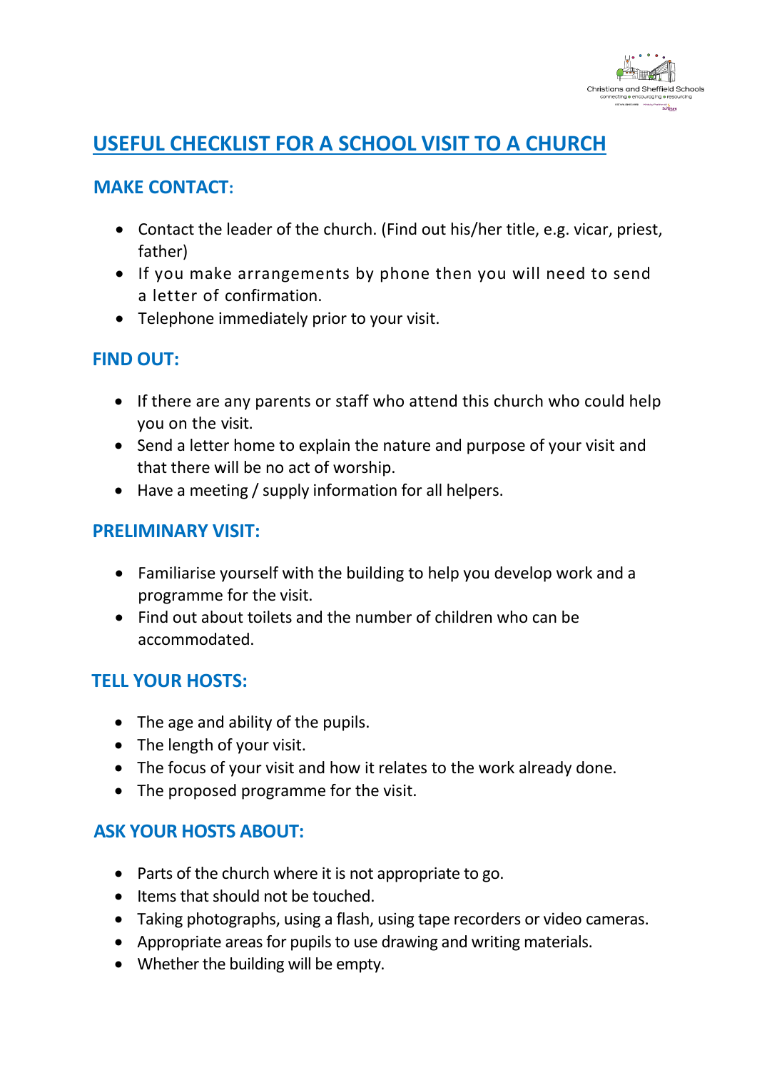# USEFUL CHECKLIST FOR A SCHOOL VISIT TO A CHURCH

## MAKE CONTACT:

- Contact the leader of the church. (Find out his/her title, e.g. vicar, priest, father)
- If you make arrangements by phone then you will need to send a letter of confirmation.
- Telephone immediately prior to your visit.

## FIND OUT:

- If there are any parents or staff who attend this church who could help you on the visit.
- Send a letter home to explain the nature and purpose of your visit and that there will be no act of worship.
- Have a meeting / supply information for all helpers.

## PRELIMINARY VISIT:

- Familiarise yourself with the building to help you develop work and a programme for the visit.
- Find out about toilets and the number of children who can be accommodated.

## TELL YOUR HOSTS:

- The age and ability of the pupils.
- The length of your visit.
- The focus of your visit and how it relates to the work already done.
- The proposed programme for the visit.

## ASK YOUR HOSTS ABOUT:

- Parts of the church where it is not appropriate to go.
- Items that should not be touched.
- Taking photographs, using a flash, using tape recorders or video cameras.
- Appropriate areas for pupils to use drawing and writing materials.
- Whether the building will be empty.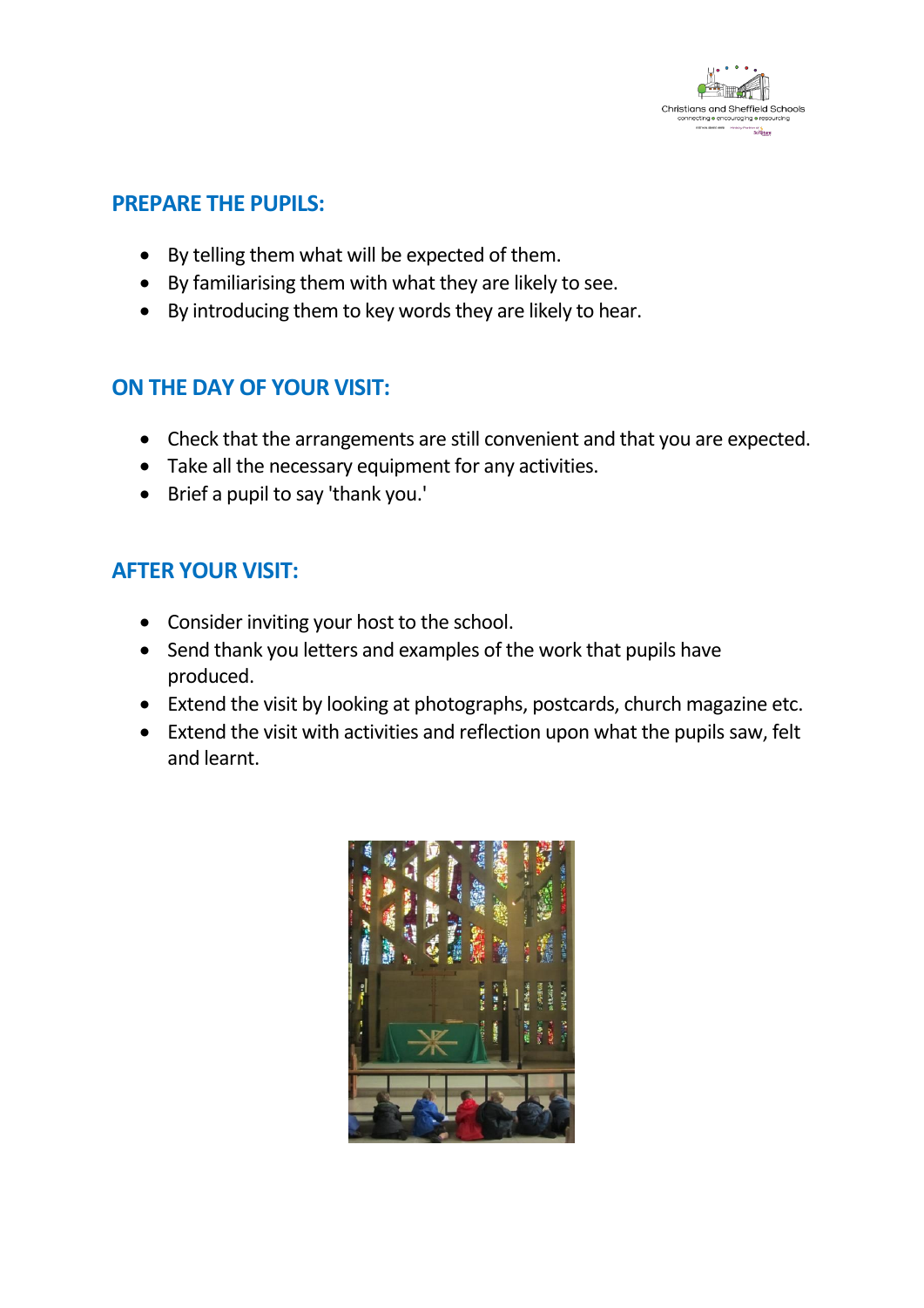## PREPARE THE PUPILS:

- By telling them what will be expected of them.
- By familiarising them with what they are likely to see.
- By introducing them to key words they are likely to hear.

## ON THE DAY OF YOUR VISIT:

- Check that the arrangements are still convenient and that you are expected.
- Take all the necessary equipment for any activities.
- Brief a pupil to say 'thank you.'

## AFTER YOUR VISIT:

- Consider inviting your host to the school.
- Send thank you letters and examples of the work that pupils have produced.
- Extend the visit by looking at photographs, postcards, church magazine etc.
- Extend the visit with activities and reflection upon what the pupils saw, felt and learnt.